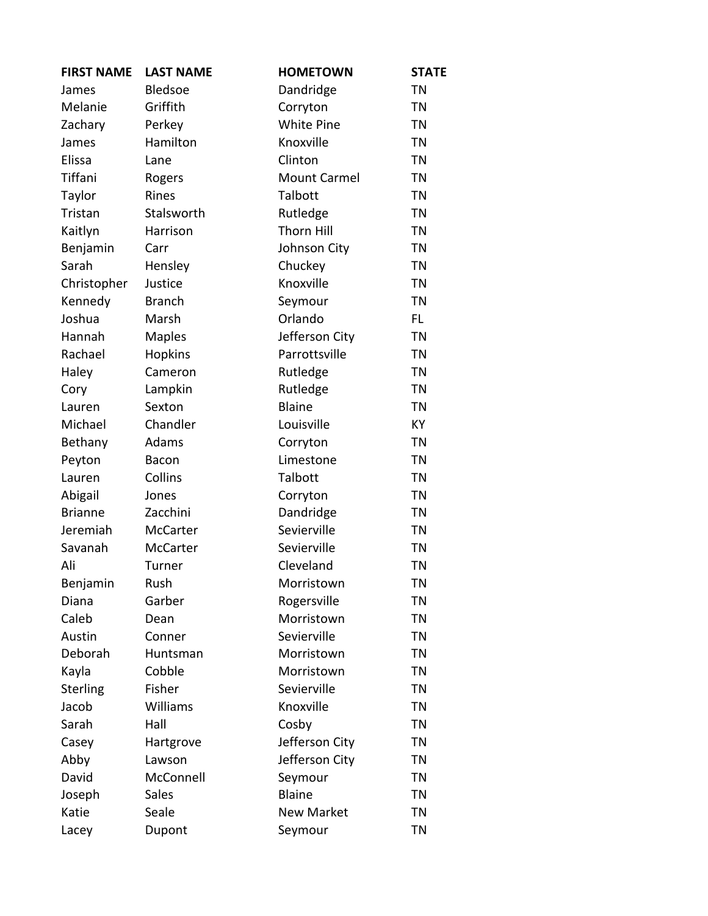| FIRST NAME | LAST NAME | HOMETOWN | STATE |
| --- | --- | --- | --- |
| James | Bledsoe | Dandridge | TN |
| Melanie | Griffith | Corryton | TN |
| Zachary | Perkey | White Pine | TN |
| James | Hamilton | Knoxville | TN |
| Elissa | Lane | Clinton | TN |
| Tiffani | Rogers | Mount Carmel | TN |
| Taylor | Rines | Talbott | TN |
| Tristan | Stalsworth | Rutledge | TN |
| Kaitlyn | Harrison | Thorn Hill | TN |
| Benjamin | Carr | Johnson City | TN |
| Sarah | Hensley | Chuckey | TN |
| Christopher | Justice | Knoxville | TN |
| Kennedy | Branch | Seymour | TN |
| Joshua | Marsh | Orlando | FL |
| Hannah | Maples | Jefferson City | TN |
| Rachael | Hopkins | Parrottsville | TN |
| Haley | Cameron | Rutledge | TN |
| Cory | Lampkin | Rutledge | TN |
| Lauren | Sexton | Blaine | TN |
| Michael | Chandler | Louisville | KY |
| Bethany | Adams | Corryton | TN |
| Peyton | Bacon | Limestone | TN |
| Lauren | Collins | Talbott | TN |
| Abigail | Jones | Corryton | TN |
| Brianne | Zacchini | Dandridge | TN |
| Jeremiah | McCarter | Sevierville | TN |
| Savanah | McCarter | Sevierville | TN |
| Ali | Turner | Cleveland | TN |
| Benjamin | Rush | Morristown | TN |
| Diana | Garber | Rogersville | TN |
| Caleb | Dean | Morristown | TN |
| Austin | Conner | Sevierville | TN |
| Deborah | Huntsman | Morristown | TN |
| Kayla | Cobble | Morristown | TN |
| Sterling | Fisher | Sevierville | TN |
| Jacob | Williams | Knoxville | TN |
| Sarah | Hall | Cosby | TN |
| Casey | Hartgrove | Jefferson City | TN |
| Abby | Lawson | Jefferson City | TN |
| David | McConnell | Seymour | TN |
| Joseph | Sales | Blaine | TN |
| Katie | Seale | New Market | TN |
| Lacey | Dupont | Seymour | TN |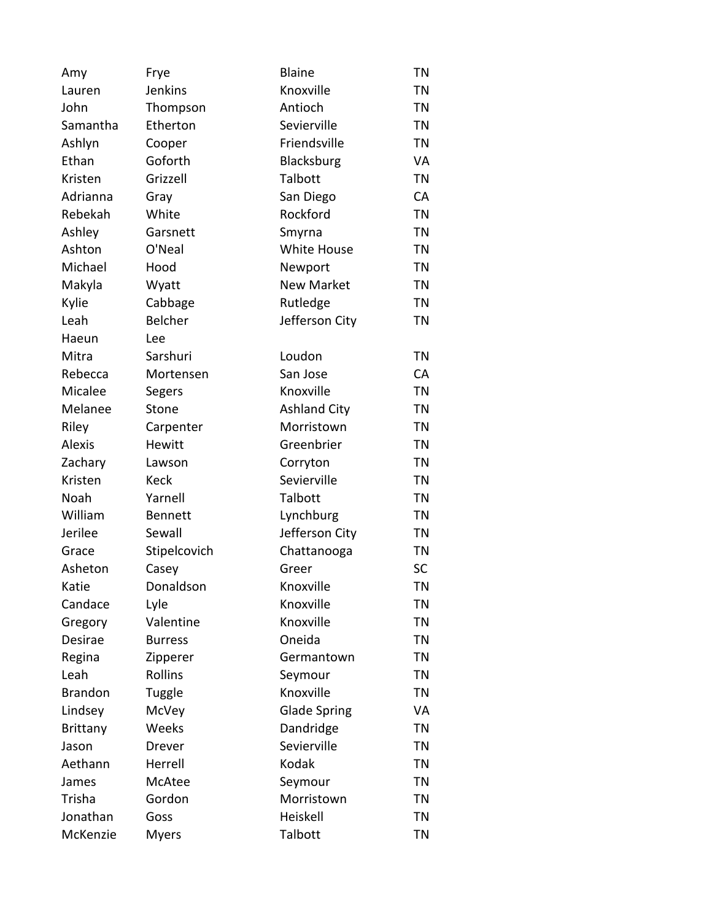| | | | |
|---|---|---|---|
| Amy | Frye | Blaine | TN |
| Lauren | Jenkins | Knoxville | TN |
| John | Thompson | Antioch | TN |
| Samantha | Etherton | Sevierville | TN |
| Ashlyn | Cooper | Friendsville | TN |
| Ethan | Goforth | Blacksburg | VA |
| Kristen | Grizzell | Talbott | TN |
| Adrianna | Gray | San Diego | CA |
| Rebekah | White | Rockford | TN |
| Ashley | Garsnett | Smyrna | TN |
| Ashton | O'Neal | White House | TN |
| Michael | Hood | Newport | TN |
| Makyla | Wyatt | New Market | TN |
| Kylie | Cabbage | Rutledge | TN |
| Leah | Belcher | Jefferson City | TN |
| Haeun | Lee | | |
| Mitra | Sarshuri | Loudon | TN |
| Rebecca | Mortensen | San Jose | CA |
| Micalee | Segers | Knoxville | TN |
| Melanee | Stone | Ashland City | TN |
| Riley | Carpenter | Morristown | TN |
| Alexis | Hewitt | Greenbrier | TN |
| Zachary | Lawson | Corryton | TN |
| Kristen | Keck | Sevierville | TN |
| Noah | Yarnell | Talbott | TN |
| William | Bennett | Lynchburg | TN |
| Jerilee | Sewall | Jefferson City | TN |
| Grace | Stipelcovich | Chattanooga | TN |
| Asheton | Casey | Greer | SC |
| Katie | Donaldson | Knoxville | TN |
| Candace | Lyle | Knoxville | TN |
| Gregory | Valentine | Knoxville | TN |
| Desirae | Burress | Oneida | TN |
| Regina | Zipperer | Germantown | TN |
| Leah | Rollins | Seymour | TN |
| Brandon | Tuggle | Knoxville | TN |
| Lindsey | McVey | Glade Spring | VA |
| Brittany | Weeks | Dandridge | TN |
| Jason | Drever | Sevierville | TN |
| Aethann | Herrell | Kodak | TN |
| James | McAtee | Seymour | TN |
| Trisha | Gordon | Morristown | TN |
| Jonathan | Goss | Heiskell | TN |
| McKenzie | Myers | Talbott | TN |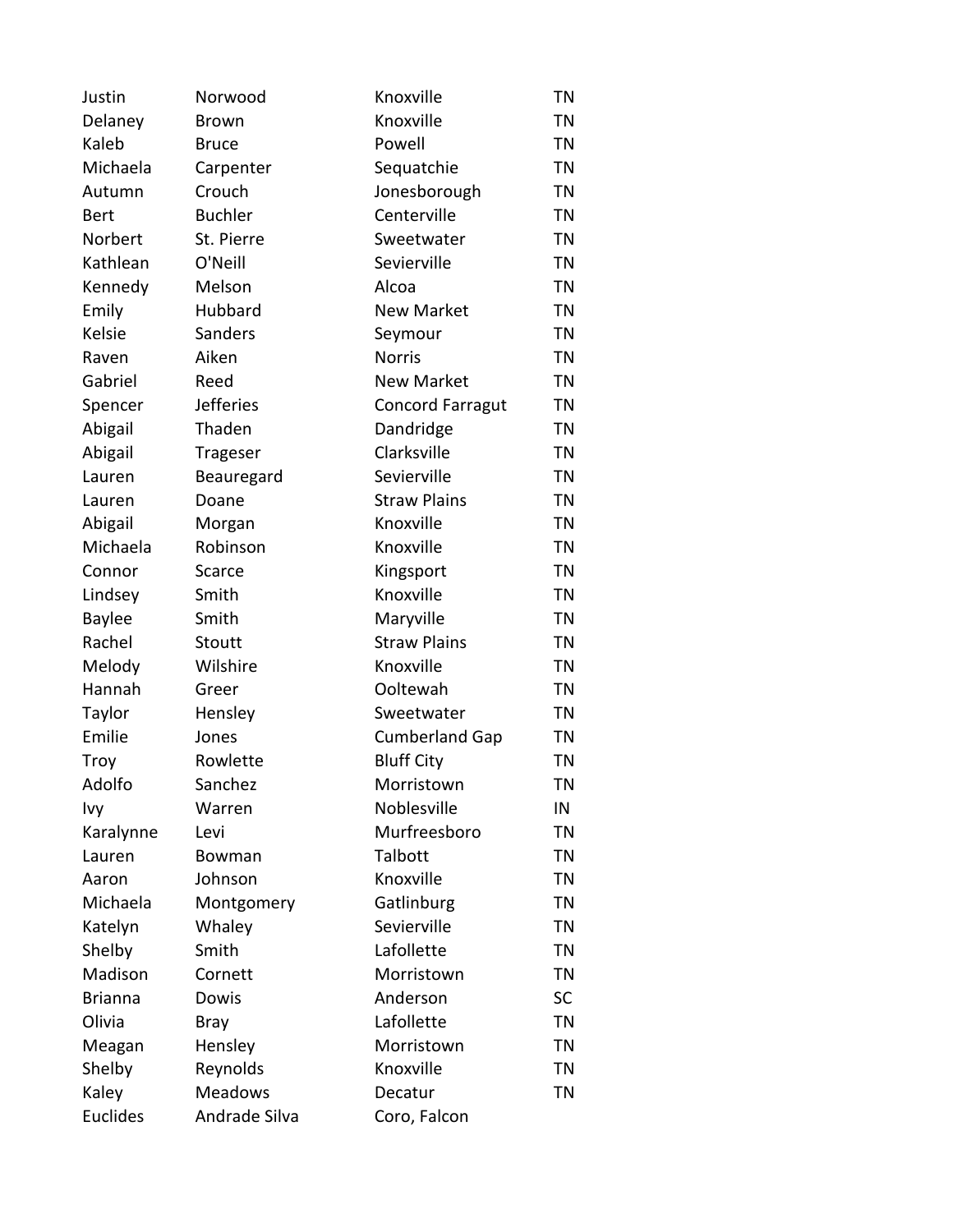| | | | |
|---|---|---|---|
| Justin | Norwood | Knoxville | TN |
| Delaney | Brown | Knoxville | TN |
| Kaleb | Bruce | Powell | TN |
| Michaela | Carpenter | Sequatchie | TN |
| Autumn | Crouch | Jonesborough | TN |
| Bert | Buchler | Centerville | TN |
| Norbert | St. Pierre | Sweetwater | TN |
| Kathlean | O'Neill | Sevierville | TN |
| Kennedy | Melson | Alcoa | TN |
| Emily | Hubbard | New Market | TN |
| Kelsie | Sanders | Seymour | TN |
| Raven | Aiken | Norris | TN |
| Gabriel | Reed | New Market | TN |
| Spencer | Jefferies | Concord Farragut | TN |
| Abigail | Thaden | Dandridge | TN |
| Abigail | Trageser | Clarksville | TN |
| Lauren | Beauregard | Sevierville | TN |
| Lauren | Doane | Straw Plains | TN |
| Abigail | Morgan | Knoxville | TN |
| Michaela | Robinson | Knoxville | TN |
| Connor | Scarce | Kingsport | TN |
| Lindsey | Smith | Knoxville | TN |
| Baylee | Smith | Maryville | TN |
| Rachel | Stoutt | Straw Plains | TN |
| Melody | Wilshire | Knoxville | TN |
| Hannah | Greer | Ooltewah | TN |
| Taylor | Hensley | Sweetwater | TN |
| Emilie | Jones | Cumberland Gap | TN |
| Troy | Rowlette | Bluff City | TN |
| Adolfo | Sanchez | Morristown | TN |
| Ivy | Warren | Noblesville | IN |
| Karalynne | Levi | Murfreesboro | TN |
| Lauren | Bowman | Talbott | TN |
| Aaron | Johnson | Knoxville | TN |
| Michaela | Montgomery | Gatlinburg | TN |
| Katelyn | Whaley | Sevierville | TN |
| Shelby | Smith | Lafollette | TN |
| Madison | Cornett | Morristown | TN |
| Brianna | Dowis | Anderson | SC |
| Olivia | Bray | Lafollette | TN |
| Meagan | Hensley | Morristown | TN |
| Shelby | Reynolds | Knoxville | TN |
| Kaley | Meadows | Decatur | TN |
| Euclides | Andrade Silva | Coro, Falcon | |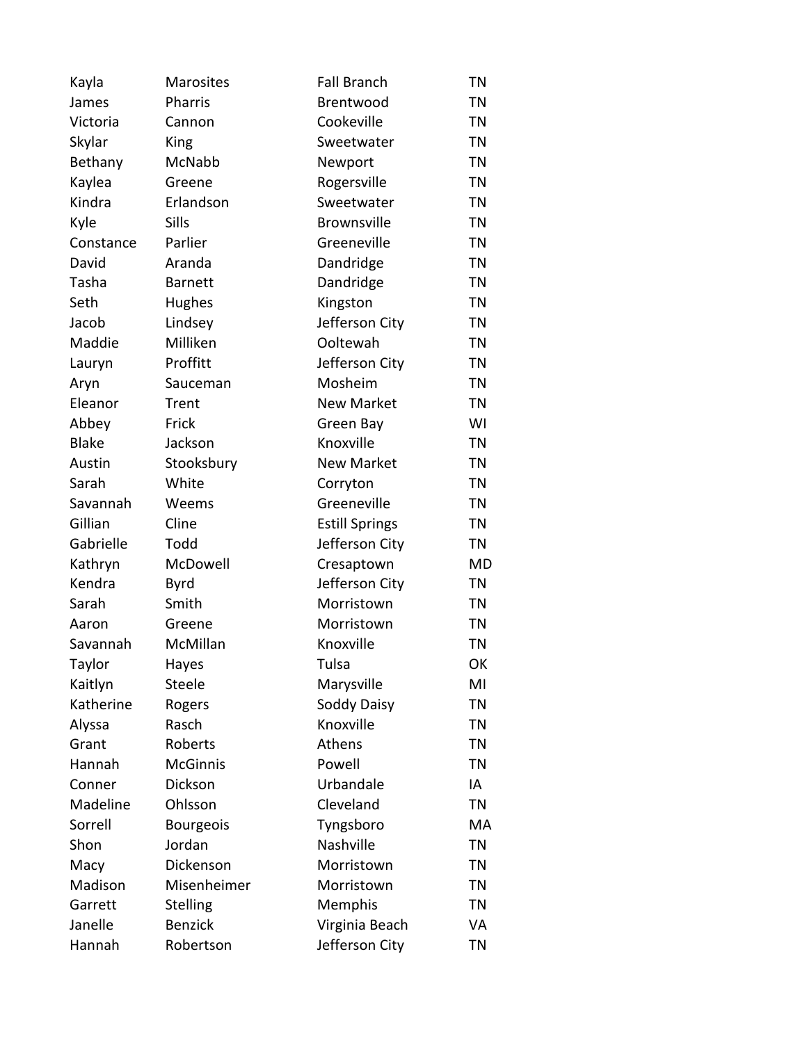| | | | |
|---|---|---|---|
| Kayla | Marosites | Fall Branch | TN |
| James | Pharris | Brentwood | TN |
| Victoria | Cannon | Cookeville | TN |
| Skylar | King | Sweetwater | TN |
| Bethany | McNabb | Newport | TN |
| Kaylea | Greene | Rogersville | TN |
| Kindra | Erlandson | Sweetwater | TN |
| Kyle | Sills | Brownsville | TN |
| Constance | Parlier | Greeneville | TN |
| David | Aranda | Dandridge | TN |
| Tasha | Barnett | Dandridge | TN |
| Seth | Hughes | Kingston | TN |
| Jacob | Lindsey | Jefferson City | TN |
| Maddie | Milliken | Ooltewah | TN |
| Lauryn | Proffitt | Jefferson City | TN |
| Aryn | Sauceman | Mosheim | TN |
| Eleanor | Trent | New Market | TN |
| Abbey | Frick | Green Bay | WI |
| Blake | Jackson | Knoxville | TN |
| Austin | Stooksbury | New Market | TN |
| Sarah | White | Corryton | TN |
| Savannah | Weems | Greeneville | TN |
| Gillian | Cline | Estill Springs | TN |
| Gabrielle | Todd | Jefferson City | TN |
| Kathryn | McDowell | Cresaptown | MD |
| Kendra | Byrd | Jefferson City | TN |
| Sarah | Smith | Morristown | TN |
| Aaron | Greene | Morristown | TN |
| Savannah | McMillan | Knoxville | TN |
| Taylor | Hayes | Tulsa | OK |
| Kaitlyn | Steele | Marysville | MI |
| Katherine | Rogers | Soddy Daisy | TN |
| Alyssa | Rasch | Knoxville | TN |
| Grant | Roberts | Athens | TN |
| Hannah | McGinnis | Powell | TN |
| Conner | Dickson | Urbandale | IA |
| Madeline | Ohlsson | Cleveland | TN |
| Sorrell | Bourgeois | Tyngsboro | MA |
| Shon | Jordan | Nashville | TN |
| Macy | Dickenson | Morristown | TN |
| Madison | Misenheimer | Morristown | TN |
| Garrett | Stelling | Memphis | TN |
| Janelle | Benzick | Virginia Beach | VA |
| Hannah | Robertson | Jefferson City | TN |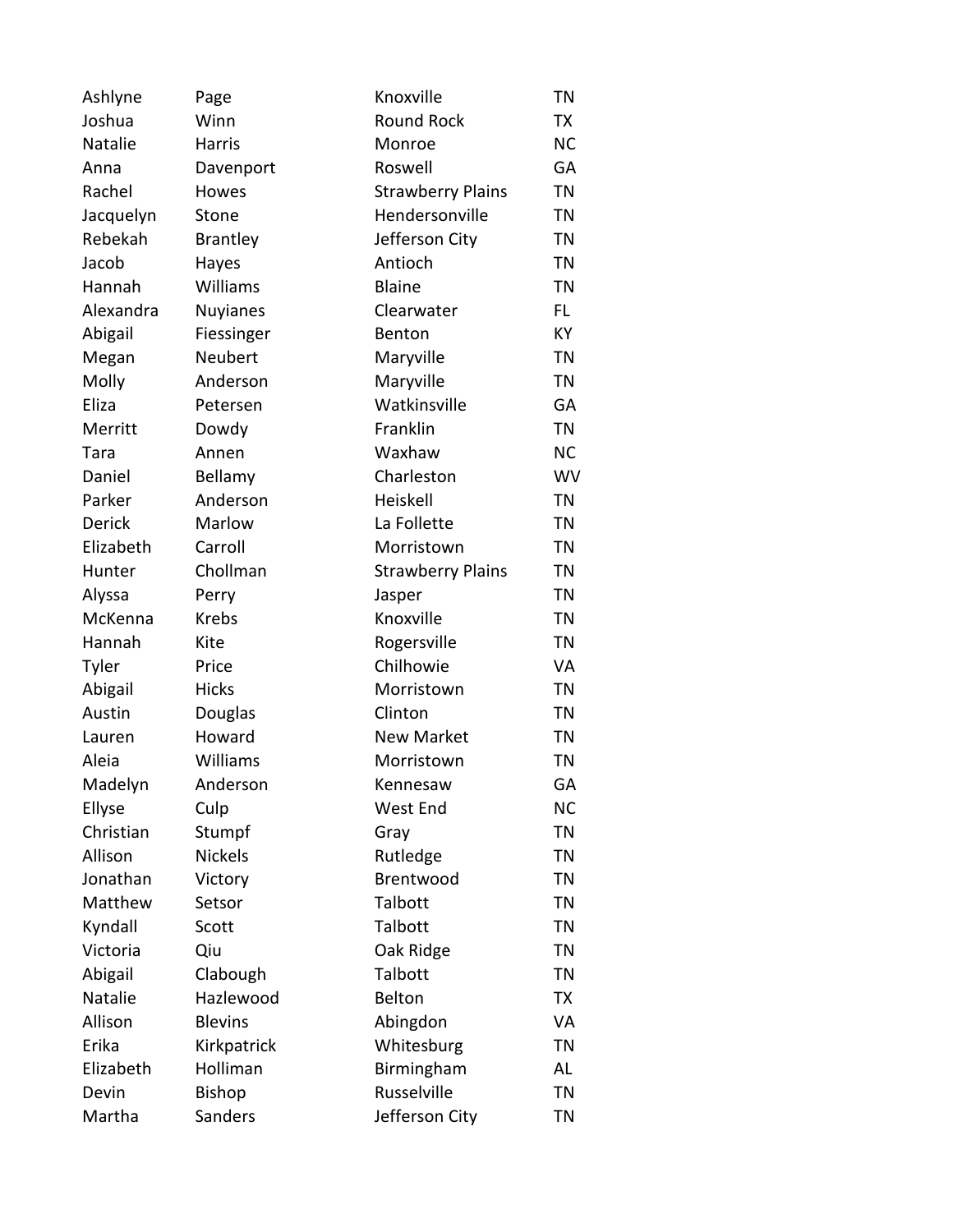| | | | |
|---|---|---|---|
| Ashlyne | Page | Knoxville | TN |
| Joshua | Winn | Round Rock | TX |
| Natalie | Harris | Monroe | NC |
| Anna | Davenport | Roswell | GA |
| Rachel | Howes | Strawberry Plains | TN |
| Jacquelyn | Stone | Hendersonville | TN |
| Rebekah | Brantley | Jefferson City | TN |
| Jacob | Hayes | Antioch | TN |
| Hannah | Williams | Blaine | TN |
| Alexandra | Nuyianes | Clearwater | FL |
| Abigail | Fiessinger | Benton | KY |
| Megan | Neubert | Maryville | TN |
| Molly | Anderson | Maryville | TN |
| Eliza | Petersen | Watkinsville | GA |
| Merritt | Dowdy | Franklin | TN |
| Tara | Annen | Waxhaw | NC |
| Daniel | Bellamy | Charleston | WV |
| Parker | Anderson | Heiskell | TN |
| Derick | Marlow | La Follette | TN |
| Elizabeth | Carroll | Morristown | TN |
| Hunter | Chollman | Strawberry Plains | TN |
| Alyssa | Perry | Jasper | TN |
| McKenna | Krebs | Knoxville | TN |
| Hannah | Kite | Rogersville | TN |
| Tyler | Price | Chilhowie | VA |
| Abigail | Hicks | Morristown | TN |
| Austin | Douglas | Clinton | TN |
| Lauren | Howard | New Market | TN |
| Aleia | Williams | Morristown | TN |
| Madelyn | Anderson | Kennesaw | GA |
| Ellyse | Culp | West End | NC |
| Christian | Stumpf | Gray | TN |
| Allison | Nickels | Rutledge | TN |
| Jonathan | Victory | Brentwood | TN |
| Matthew | Setsor | Talbott | TN |
| Kyndall | Scott | Talbott | TN |
| Victoria | Qiu | Oak Ridge | TN |
| Abigail | Clabough | Talbott | TN |
| Natalie | Hazlewood | Belton | TX |
| Allison | Blevins | Abingdon | VA |
| Erika | Kirkpatrick | Whitesburg | TN |
| Elizabeth | Holliman | Birmingham | AL |
| Devin | Bishop | Russelville | TN |
| Martha | Sanders | Jefferson City | TN |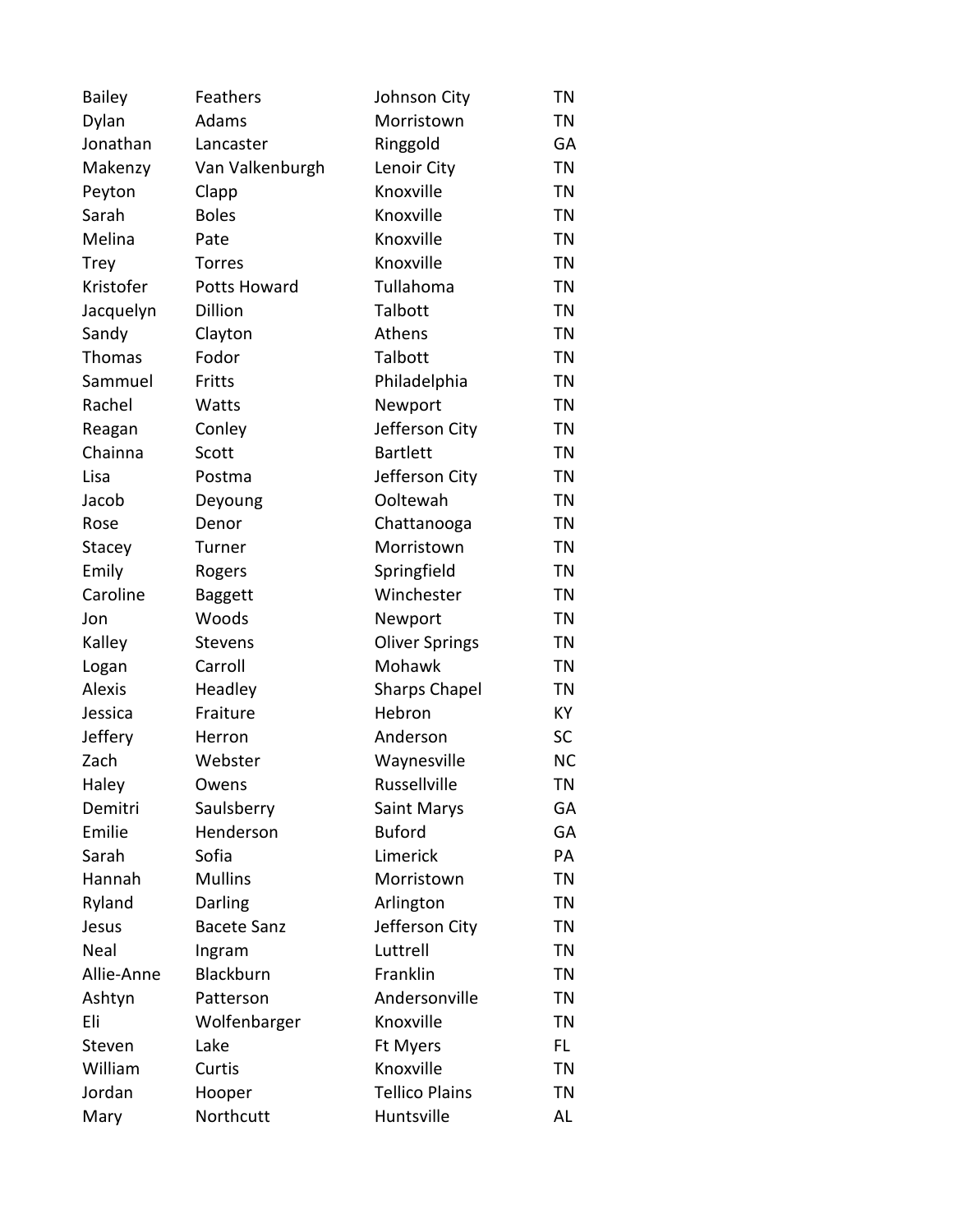| | | | |
|---|---|---|---|
| Bailey | Feathers | Johnson City | TN |
| Dylan | Adams | Morristown | TN |
| Jonathan | Lancaster | Ringgold | GA |
| Makenzy | Van Valkenburgh | Lenoir City | TN |
| Peyton | Clapp | Knoxville | TN |
| Sarah | Boles | Knoxville | TN |
| Melina | Pate | Knoxville | TN |
| Trey | Torres | Knoxville | TN |
| Kristofer | Potts Howard | Tullahoma | TN |
| Jacquelyn | Dillion | Talbott | TN |
| Sandy | Clayton | Athens | TN |
| Thomas | Fodor | Talbott | TN |
| Sammuel | Fritts | Philadelphia | TN |
| Rachel | Watts | Newport | TN |
| Reagan | Conley | Jefferson City | TN |
| Chainna | Scott | Bartlett | TN |
| Lisa | Postma | Jefferson City | TN |
| Jacob | Deyoung | Ooltewah | TN |
| Rose | Denor | Chattanooga | TN |
| Stacey | Turner | Morristown | TN |
| Emily | Rogers | Springfield | TN |
| Caroline | Baggett | Winchester | TN |
| Jon | Woods | Newport | TN |
| Kalley | Stevens | Oliver Springs | TN |
| Logan | Carroll | Mohawk | TN |
| Alexis | Headley | Sharps Chapel | TN |
| Jessica | Fraiture | Hebron | KY |
| Jeffery | Herron | Anderson | SC |
| Zach | Webster | Waynesville | NC |
| Haley | Owens | Russellville | TN |
| Demitri | Saulsberry | Saint Marys | GA |
| Emilie | Henderson | Buford | GA |
| Sarah | Sofia | Limerick | PA |
| Hannah | Mullins | Morristown | TN |
| Ryland | Darling | Arlington | TN |
| Jesus | Bacete Sanz | Jefferson City | TN |
| Neal | Ingram | Luttrell | TN |
| Allie-Anne | Blackburn | Franklin | TN |
| Ashtyn | Patterson | Andersonville | TN |
| Eli | Wolfenbarger | Knoxville | TN |
| Steven | Lake | Ft Myers | FL |
| William | Curtis | Knoxville | TN |
| Jordan | Hooper | Tellico Plains | TN |
| Mary | Northcutt | Huntsville | AL |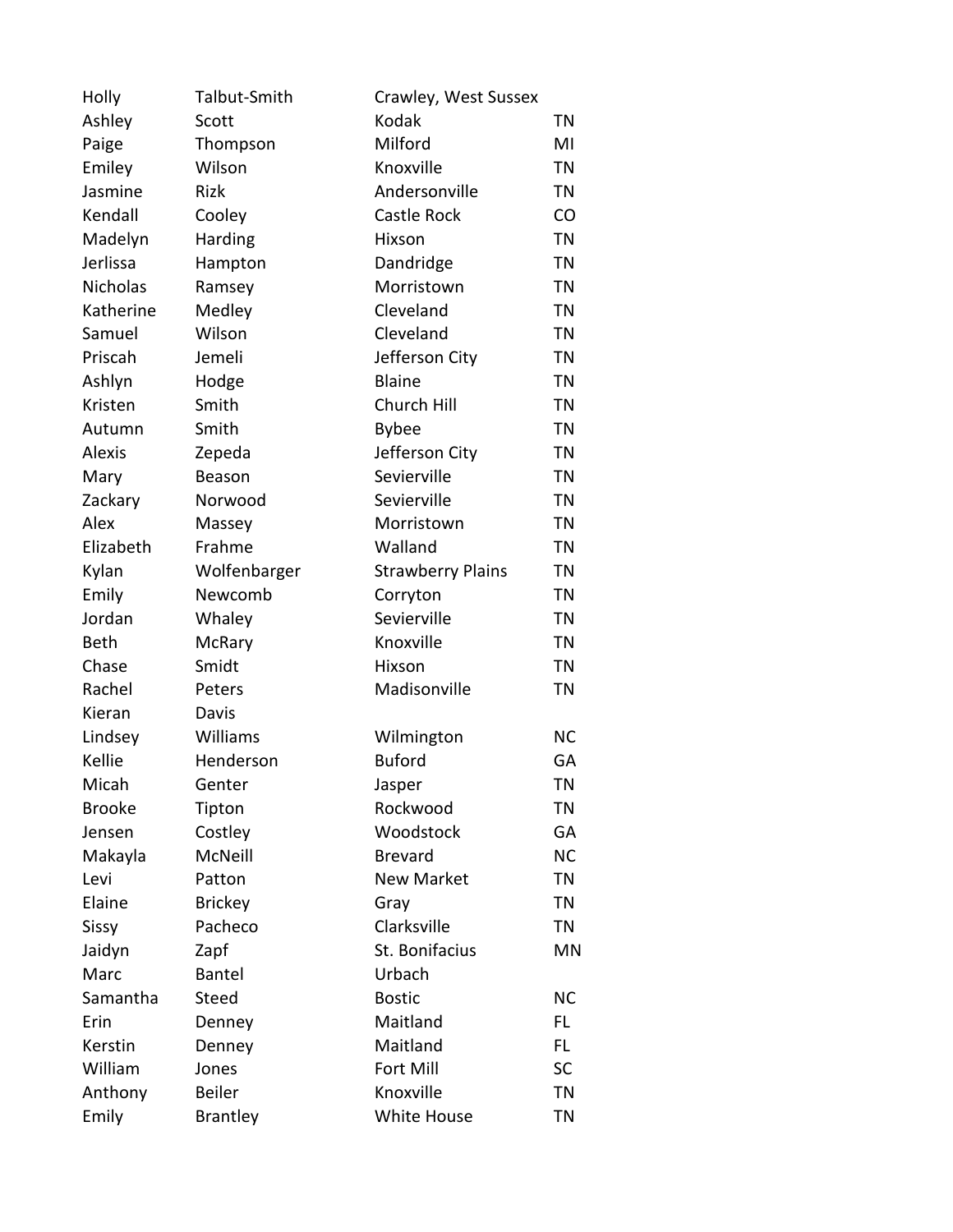| | | | |
|---|---|---|---|
| Holly | Talbut-Smith | Crawley, West Sussex | |
| Ashley | Scott | Kodak | TN |
| Paige | Thompson | Milford | MI |
| Emiley | Wilson | Knoxville | TN |
| Jasmine | Rizk | Andersonville | TN |
| Kendall | Cooley | Castle Rock | CO |
| Madelyn | Harding | Hixson | TN |
| Jerlissa | Hampton | Dandridge | TN |
| Nicholas | Ramsey | Morristown | TN |
| Katherine | Medley | Cleveland | TN |
| Samuel | Wilson | Cleveland | TN |
| Priscah | Jemeli | Jefferson City | TN |
| Ashlyn | Hodge | Blaine | TN |
| Kristen | Smith | Church Hill | TN |
| Autumn | Smith | Bybee | TN |
| Alexis | Zepeda | Jefferson City | TN |
| Mary | Beason | Sevierville | TN |
| Zackary | Norwood | Sevierville | TN |
| Alex | Massey | Morristown | TN |
| Elizabeth | Frahme | Walland | TN |
| Kylan | Wolfenbarger | Strawberry Plains | TN |
| Emily | Newcomb | Corryton | TN |
| Jordan | Whaley | Sevierville | TN |
| Beth | McRary | Knoxville | TN |
| Chase | Smidt | Hixson | TN |
| Rachel | Peters | Madisonville | TN |
| Kieran | Davis | | |
| Lindsey | Williams | Wilmington | NC |
| Kellie | Henderson | Buford | GA |
| Micah | Genter | Jasper | TN |
| Brooke | Tipton | Rockwood | TN |
| Jensen | Costley | Woodstock | GA |
| Makayla | McNeill | Brevard | NC |
| Levi | Patton | New Market | TN |
| Elaine | Brickey | Gray | TN |
| Sissy | Pacheco | Clarksville | TN |
| Jaidyn | Zapf | St. Bonifacius | MN |
| Marc | Bantel | Urbach | |
| Samantha | Steed | Bostic | NC |
| Erin | Denney | Maitland | FL |
| Kerstin | Denney | Maitland | FL |
| William | Jones | Fort Mill | SC |
| Anthony | Beiler | Knoxville | TN |
| Emily | Brantley | White House | TN |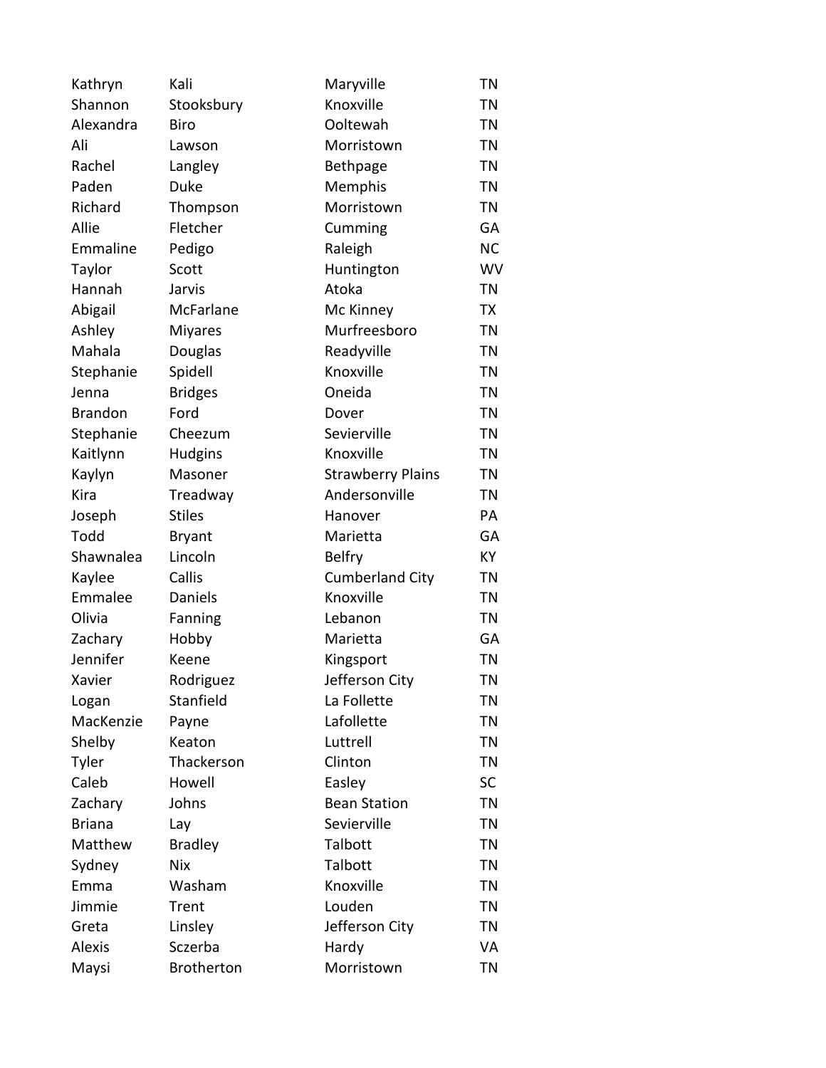| | | | |
|---|---|---|---|
| Kathryn | Kali | Maryville | TN |
| Shannon | Stooksbury | Knoxville | TN |
| Alexandra | Biro | Ooltewah | TN |
| Ali | Lawson | Morristown | TN |
| Rachel | Langley | Bethpage | TN |
| Paden | Duke | Memphis | TN |
| Richard | Thompson | Morristown | TN |
| Allie | Fletcher | Cumming | GA |
| Emmaline | Pedigo | Raleigh | NC |
| Taylor | Scott | Huntington | WV |
| Hannah | Jarvis | Atoka | TN |
| Abigail | McFarlane | Mc Kinney | TX |
| Ashley | Miyares | Murfreesboro | TN |
| Mahala | Douglas | Readyville | TN |
| Stephanie | Spidell | Knoxville | TN |
| Jenna | Bridges | Oneida | TN |
| Brandon | Ford | Dover | TN |
| Stephanie | Cheezum | Sevierville | TN |
| Kaitlynn | Hudgins | Knoxville | TN |
| Kaylyn | Masoner | Strawberry Plains | TN |
| Kira | Treadway | Andersonville | TN |
| Joseph | Stiles | Hanover | PA |
| Todd | Bryant | Marietta | GA |
| Shawnalea | Lincoln | Belfry | KY |
| Kaylee | Callis | Cumberland City | TN |
| Emmalee | Daniels | Knoxville | TN |
| Olivia | Fanning | Lebanon | TN |
| Zachary | Hobby | Marietta | GA |
| Jennifer | Keene | Kingsport | TN |
| Xavier | Rodriguez | Jefferson City | TN |
| Logan | Stanfield | La Follette | TN |
| MacKenzie | Payne | Lafollette | TN |
| Shelby | Keaton | Luttrell | TN |
| Tyler | Thackerson | Clinton | TN |
| Caleb | Howell | Easley | SC |
| Zachary | Johns | Bean Station | TN |
| Briana | Lay | Sevierville | TN |
| Matthew | Bradley | Talbott | TN |
| Sydney | Nix | Talbott | TN |
| Emma | Washam | Knoxville | TN |
| Jimmie | Trent | Louden | TN |
| Greta | Linsley | Jefferson City | TN |
| Alexis | Sczerba | Hardy | VA |
| Maysi | Brotherton | Morristown | TN |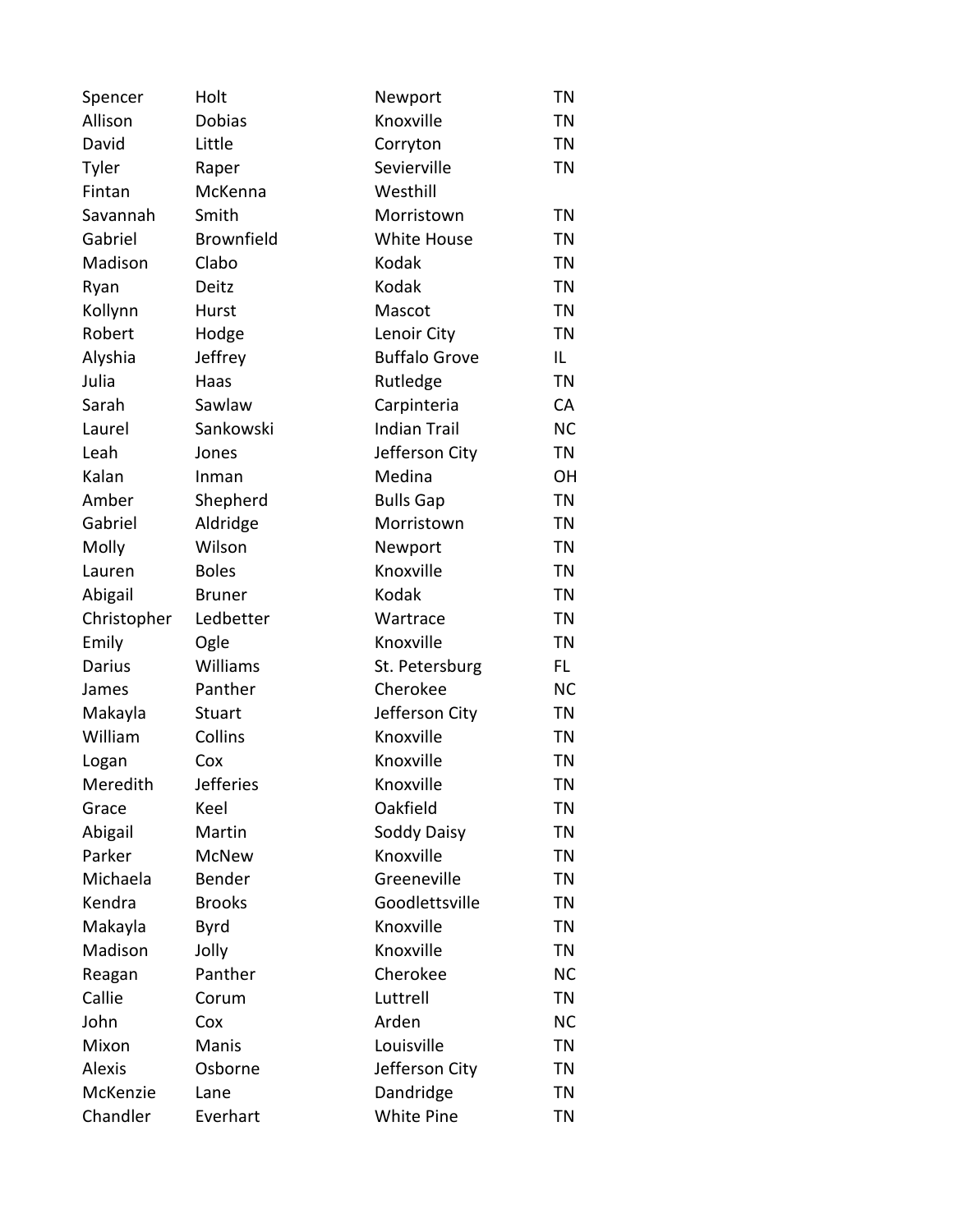| | | | |
|---|---|---|---|
| Spencer | Holt | Newport | TN |
| Allison | Dobias | Knoxville | TN |
| David | Little | Corryton | TN |
| Tyler | Raper | Sevierville | TN |
| Fintan | McKenna | Westhill | |
| Savannah | Smith | Morristown | TN |
| Gabriel | Brownfield | White House | TN |
| Madison | Clabo | Kodak | TN |
| Ryan | Deitz | Kodak | TN |
| Kollynn | Hurst | Mascot | TN |
| Robert | Hodge | Lenoir City | TN |
| Alyshia | Jeffrey | Buffalo Grove | IL |
| Julia | Haas | Rutledge | TN |
| Sarah | Sawlaw | Carpinteria | CA |
| Laurel | Sankowski | Indian Trail | NC |
| Leah | Jones | Jefferson City | TN |
| Kalan | Inman | Medina | OH |
| Amber | Shepherd | Bulls Gap | TN |
| Gabriel | Aldridge | Morristown | TN |
| Molly | Wilson | Newport | TN |
| Lauren | Boles | Knoxville | TN |
| Abigail | Bruner | Kodak | TN |
| Christopher | Ledbetter | Wartrace | TN |
| Emily | Ogle | Knoxville | TN |
| Darius | Williams | St. Petersburg | FL |
| James | Panther | Cherokee | NC |
| Makayla | Stuart | Jefferson City | TN |
| William | Collins | Knoxville | TN |
| Logan | Cox | Knoxville | TN |
| Meredith | Jefferies | Knoxville | TN |
| Grace | Keel | Oakfield | TN |
| Abigail | Martin | Soddy Daisy | TN |
| Parker | McNew | Knoxville | TN |
| Michaela | Bender | Greeneville | TN |
| Kendra | Brooks | Goodlettsville | TN |
| Makayla | Byrd | Knoxville | TN |
| Madison | Jolly | Knoxville | TN |
| Reagan | Panther | Cherokee | NC |
| Callie | Corum | Luttrell | TN |
| John | Cox | Arden | NC |
| Mixon | Manis | Louisville | TN |
| Alexis | Osborne | Jefferson City | TN |
| McKenzie | Lane | Dandridge | TN |
| Chandler | Everhart | White Pine | TN |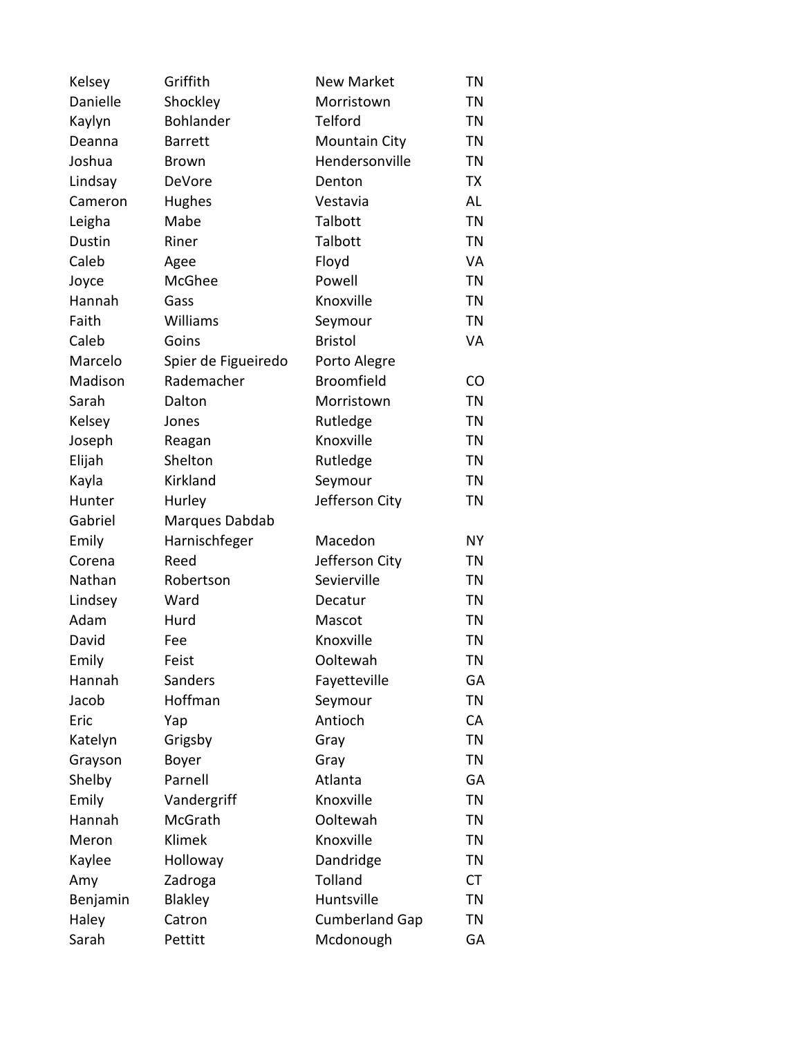| | | | |
|---|---|---|---|
| Kelsey | Griffith | New Market | TN |
| Danielle | Shockley | Morristown | TN |
| Kaylyn | Bohlander | Telford | TN |
| Deanna | Barrett | Mountain City | TN |
| Joshua | Brown | Hendersonville | TN |
| Lindsay | DeVore | Denton | TX |
| Cameron | Hughes | Vestavia | AL |
| Leigha | Mabe | Talbott | TN |
| Dustin | Riner | Talbott | TN |
| Caleb | Agee | Floyd | VA |
| Joyce | McGhee | Powell | TN |
| Hannah | Gass | Knoxville | TN |
| Faith | Williams | Seymour | TN |
| Caleb | Goins | Bristol | VA |
| Marcelo | Spier de Figueiredo | Porto Alegre | |
| Madison | Rademacher | Broomfield | CO |
| Sarah | Dalton | Morristown | TN |
| Kelsey | Jones | Rutledge | TN |
| Joseph | Reagan | Knoxville | TN |
| Elijah | Shelton | Rutledge | TN |
| Kayla | Kirkland | Seymour | TN |
| Hunter | Hurley | Jefferson City | TN |
| Gabriel | Marques Dabdab | | |
| Emily | Harnischfeger | Macedon | NY |
| Corena | Reed | Jefferson City | TN |
| Nathan | Robertson | Sevierville | TN |
| Lindsey | Ward | Decatur | TN |
| Adam | Hurd | Mascot | TN |
| David | Fee | Knoxville | TN |
| Emily | Feist | Ooltewah | TN |
| Hannah | Sanders | Fayetteville | GA |
| Jacob | Hoffman | Seymour | TN |
| Eric | Yap | Antioch | CA |
| Katelyn | Grigsby | Gray | TN |
| Grayson | Boyer | Gray | TN |
| Shelby | Parnell | Atlanta | GA |
| Emily | Vandergriff | Knoxville | TN |
| Hannah | McGrath | Ooltewah | TN |
| Meron | Klimek | Knoxville | TN |
| Kaylee | Holloway | Dandridge | TN |
| Amy | Zadroga | Tolland | CT |
| Benjamin | Blakley | Huntsville | TN |
| Haley | Catron | Cumberland Gap | TN |
| Sarah | Pettitt | Mcdonough | GA |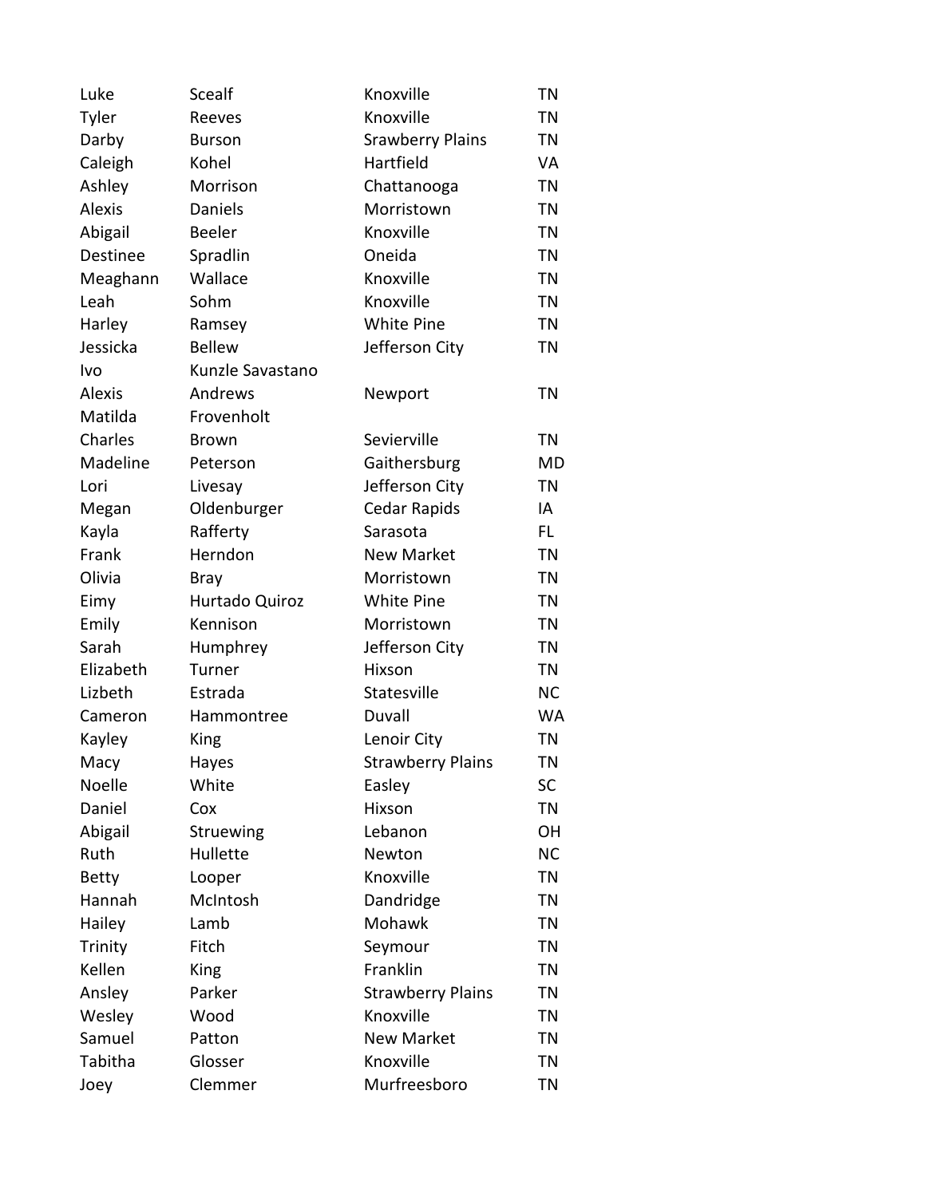| Luke | Scealf | Knoxville | TN |
|---|---|---|---|
| Tyler | Reeves | Knoxville | TN |
| Darby | Burson | Srawberry Plains | TN |
| Caleigh | Kohel | Hartfield | VA |
| Ashley | Morrison | Chattanooga | TN |
| Alexis | Daniels | Morristown | TN |
| Abigail | Beeler | Knoxville | TN |
| Destinee | Spradlin | Oneida | TN |
| Meaghann | Wallace | Knoxville | TN |
| Leah | Sohm | Knoxville | TN |
| Harley | Ramsey | White Pine | TN |
| Jessicka | Bellew | Jefferson City | TN |
| Ivo | Kunzle Savastano | | |
| Alexis | Andrews | Newport | TN |
| Matilda | Frovenholt | | |
| Charles | Brown | Sevierville | TN |
| Madeline | Peterson | Gaithersburg | MD |
| Lori | Livesay | Jefferson City | TN |
| Megan | Oldenburger | Cedar Rapids | IA |
| Kayla | Rafferty | Sarasota | FL |
| Frank | Herndon | New Market | TN |
| Olivia | Bray | Morristown | TN |
| Eimy | Hurtado Quiroz | White Pine | TN |
| Emily | Kennison | Morristown | TN |
| Sarah | Humphrey | Jefferson City | TN |
| Elizabeth | Turner | Hixson | TN |
| Lizbeth | Estrada | Statesville | NC |
| Cameron | Hammontree | Duvall | WA |
| Kayley | King | Lenoir City | TN |
| Macy | Hayes | Strawberry Plains | TN |
| Noelle | White | Easley | SC |
| Daniel | Cox | Hixson | TN |
| Abigail | Struewing | Lebanon | OH |
| Ruth | Hullette | Newton | NC |
| Betty | Looper | Knoxville | TN |
| Hannah | McIntosh | Dandridge | TN |
| Hailey | Lamb | Mohawk | TN |
| Trinity | Fitch | Seymour | TN |
| Kellen | King | Franklin | TN |
| Ansley | Parker | Strawberry Plains | TN |
| Wesley | Wood | Knoxville | TN |
| Samuel | Patton | New Market | TN |
| Tabitha | Glosser | Knoxville | TN |
| Joey | Clemmer | Murfreesboro | TN |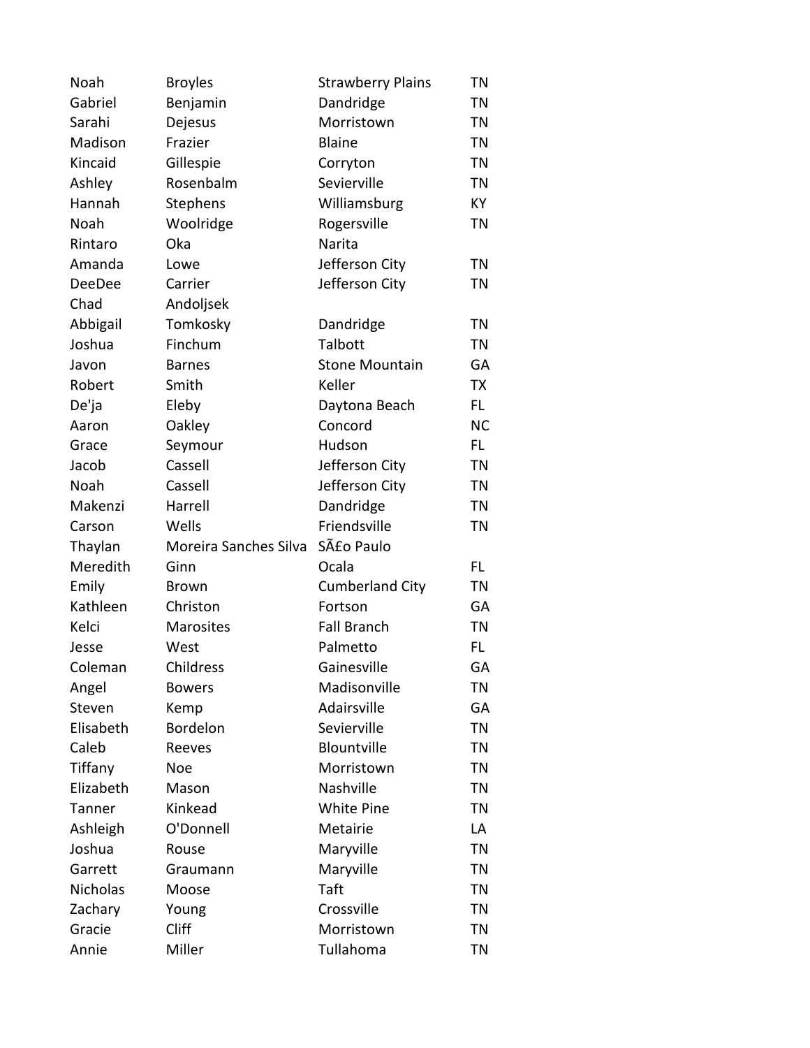| | | | |
|---|---|---|---|
| Noah | Broyles | Strawberry Plains | TN |
| Gabriel | Benjamin | Dandridge | TN |
| Sarahi | Dejesus | Morristown | TN |
| Madison | Frazier | Blaine | TN |
| Kincaid | Gillespie | Corryton | TN |
| Ashley | Rosenbalm | Sevierville | TN |
| Hannah | Stephens | Williamsburg | KY |
| Noah | Woolridge | Rogersville | TN |
| Rintaro | Oka | Narita | |
| Amanda | Lowe | Jefferson City | TN |
| DeeDee | Carrier | Jefferson City | TN |
| Chad | Andoljsek | | |
| Abbigail | Tomkosky | Dandridge | TN |
| Joshua | Finchum | Talbott | TN |
| Javon | Barnes | Stone Mountain | GA |
| Robert | Smith | Keller | TX |
| De'ja | Eleby | Daytona Beach | FL |
| Aaron | Oakley | Concord | NC |
| Grace | Seymour | Hudson | FL |
| Jacob | Cassell | Jefferson City | TN |
| Noah | Cassell | Jefferson City | TN |
| Makenzi | Harrell | Dandridge | TN |
| Carson | Wells | Friendsville | TN |
| Thaylan | Moreira Sanches Silva | SÃ£o Paulo | |
| Meredith | Ginn | Ocala | FL |
| Emily | Brown | Cumberland City | TN |
| Kathleen | Christon | Fortson | GA |
| Kelci | Marosites | Fall Branch | TN |
| Jesse | West | Palmetto | FL |
| Coleman | Childress | Gainesville | GA |
| Angel | Bowers | Madisonville | TN |
| Steven | Kemp | Adairsville | GA |
| Elisabeth | Bordelon | Sevierville | TN |
| Caleb | Reeves | Blountville | TN |
| Tiffany | Noe | Morristown | TN |
| Elizabeth | Mason | Nashville | TN |
| Tanner | Kinkead | White Pine | TN |
| Ashleigh | O'Donnell | Metairie | LA |
| Joshua | Rouse | Maryville | TN |
| Garrett | Graumann | Maryville | TN |
| Nicholas | Moose | Taft | TN |
| Zachary | Young | Crossville | TN |
| Gracie | Cliff | Morristown | TN |
| Annie | Miller | Tullahoma | TN |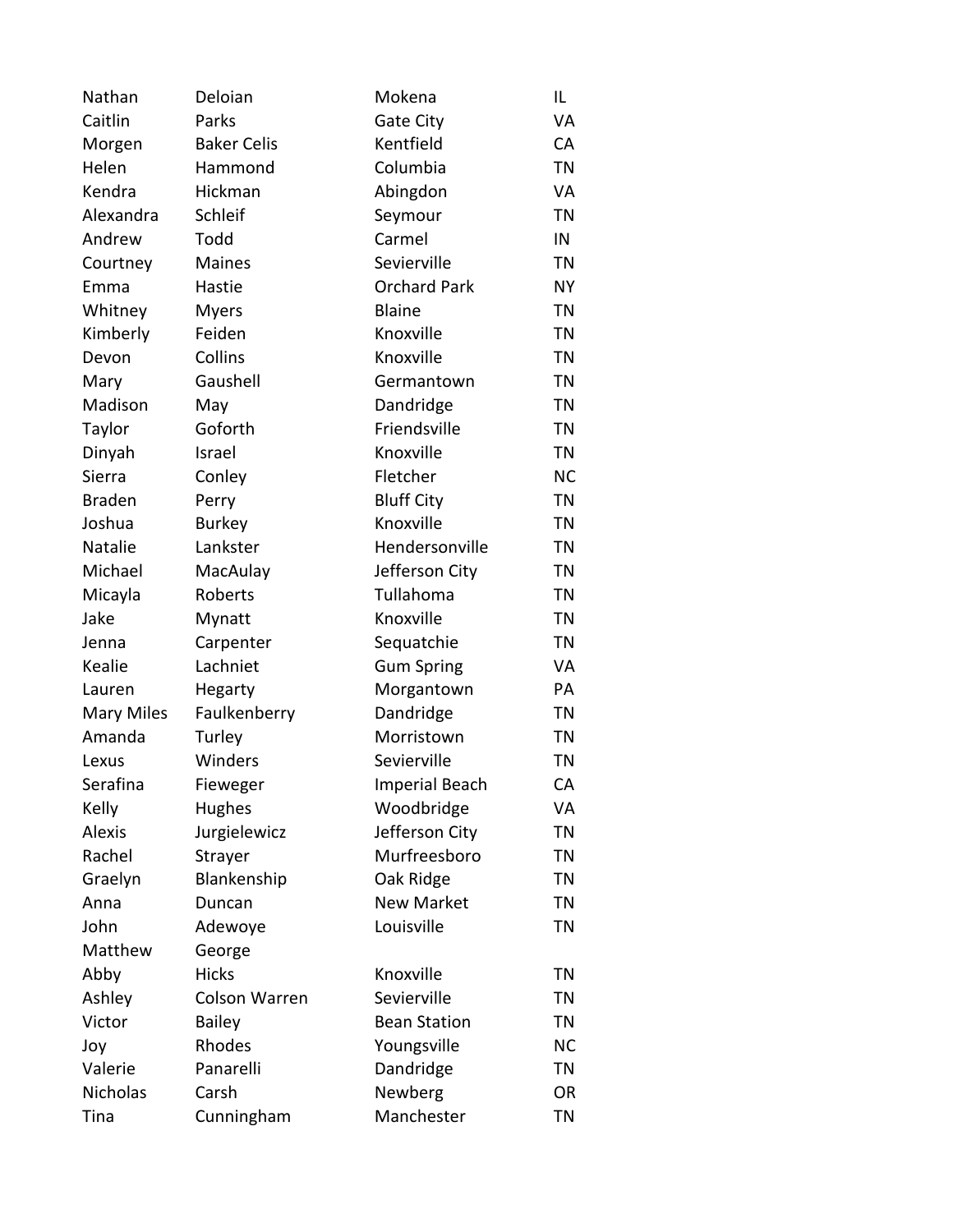| | | | |
|---|---|---|---|
| Nathan | Deloian | Mokena | IL |
| Caitlin | Parks | Gate City | VA |
| Morgen | Baker Celis | Kentfield | CA |
| Helen | Hammond | Columbia | TN |
| Kendra | Hickman | Abingdon | VA |
| Alexandra | Schleif | Seymour | TN |
| Andrew | Todd | Carmel | IN |
| Courtney | Maines | Sevierville | TN |
| Emma | Hastie | Orchard Park | NY |
| Whitney | Myers | Blaine | TN |
| Kimberly | Feiden | Knoxville | TN |
| Devon | Collins | Knoxville | TN |
| Mary | Gaushell | Germantown | TN |
| Madison | May | Dandridge | TN |
| Taylor | Goforth | Friendsville | TN |
| Dinyah | Israel | Knoxville | TN |
| Sierra | Conley | Fletcher | NC |
| Braden | Perry | Bluff City | TN |
| Joshua | Burkey | Knoxville | TN |
| Natalie | Lankster | Hendersonville | TN |
| Michael | MacAulay | Jefferson City | TN |
| Micayla | Roberts | Tullahoma | TN |
| Jake | Mynatt | Knoxville | TN |
| Jenna | Carpenter | Sequatchie | TN |
| Kealie | Lachniet | Gum Spring | VA |
| Lauren | Hegarty | Morgantown | PA |
| Mary Miles | Faulkenberry | Dandridge | TN |
| Amanda | Turley | Morristown | TN |
| Lexus | Winders | Sevierville | TN |
| Serafina | Fieweger | Imperial Beach | CA |
| Kelly | Hughes | Woodbridge | VA |
| Alexis | Jurgielewicz | Jefferson City | TN |
| Rachel | Strayer | Murfreesboro | TN |
| Graelyn | Blankenship | Oak Ridge | TN |
| Anna | Duncan | New Market | TN |
| John | Adewoye | Louisville | TN |
| Matthew | George | | |
| Abby | Hicks | Knoxville | TN |
| Ashley | Colson Warren | Sevierville | TN |
| Victor | Bailey | Bean Station | TN |
| Joy | Rhodes | Youngsville | NC |
| Valerie | Panarelli | Dandridge | TN |
| Nicholas | Carsh | Newberg | OR |
| Tina | Cunningham | Manchester | TN |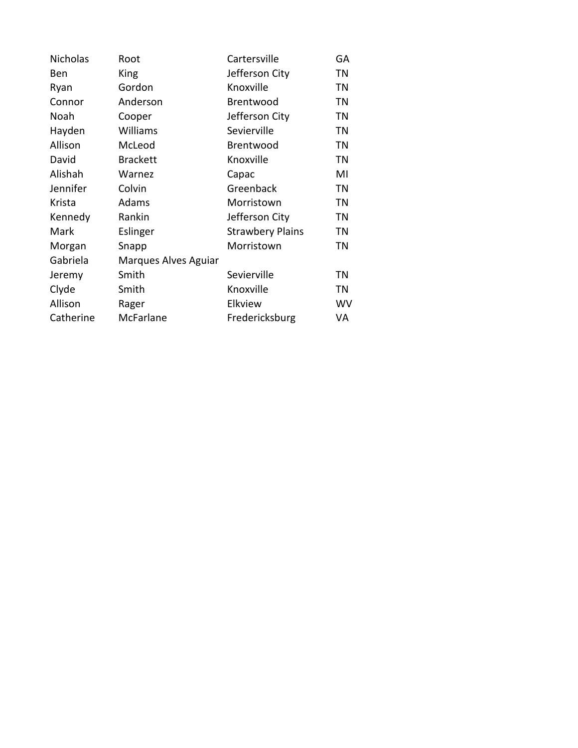| | | | |
|---|---|---|---|
| Nicholas | Root | Cartersville | GA |
| Ben | King | Jefferson City | TN |
| Ryan | Gordon | Knoxville | TN |
| Connor | Anderson | Brentwood | TN |
| Noah | Cooper | Jefferson City | TN |
| Hayden | Williams | Sevierville | TN |
| Allison | McLeod | Brentwood | TN |
| David | Brackett | Knoxville | TN |
| Alishah | Warnez | Capac | MI |
| Jennifer | Colvin | Greenback | TN |
| Krista | Adams | Morristown | TN |
| Kennedy | Rankin | Jefferson City | TN |
| Mark | Eslinger | Strawbery Plains | TN |
| Morgan | Snapp | Morristown | TN |
| Gabriela | Marques Alves Aguiar | | |
| Jeremy | Smith | Sevierville | TN |
| Clyde | Smith | Knoxville | TN |
| Allison | Rager | Elkview | WV |
| Catherine | McFarlane | Fredericksburg | VA |